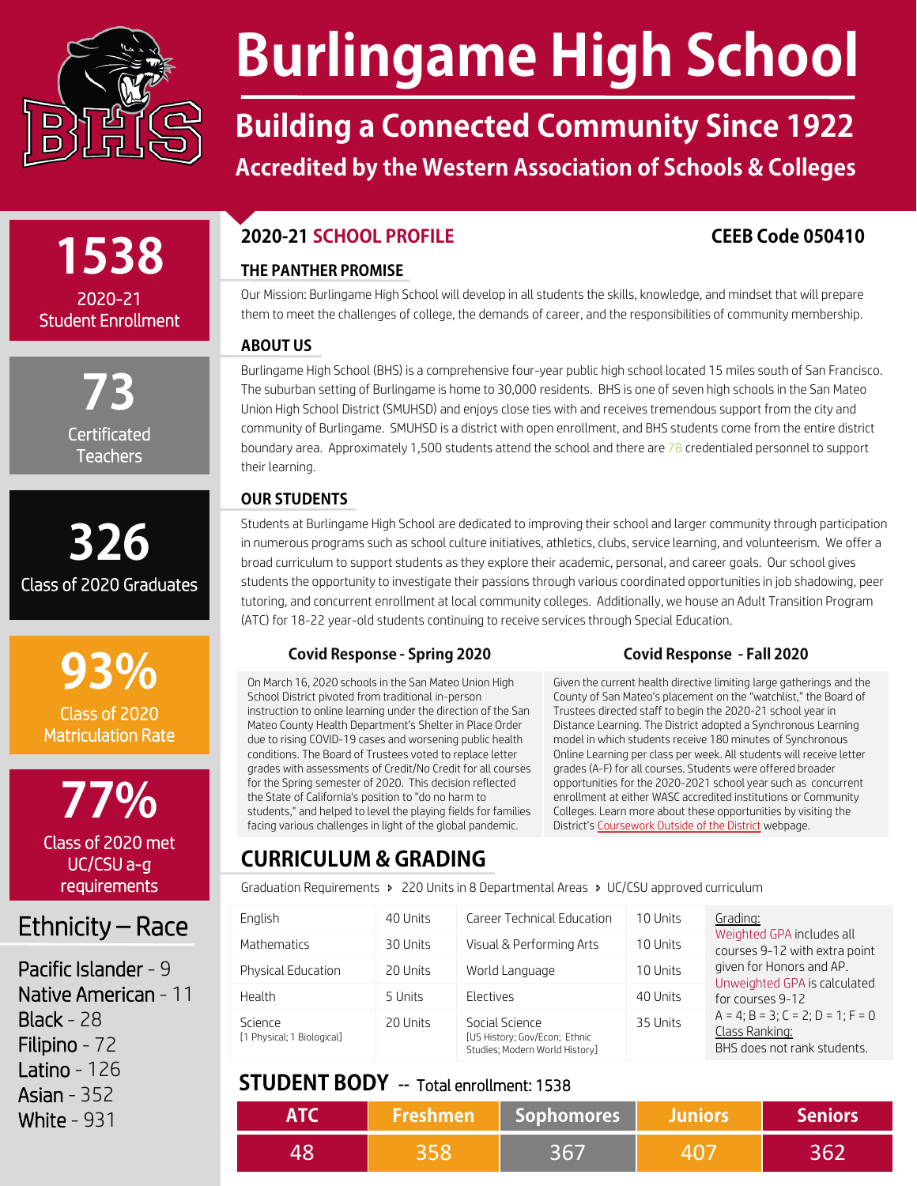# Burlingame High School

## Building a Connected Community Since 1922

### Accredited by the Western Association of Schools & Colleges

**1538**
2020-21 Student Enrollment

**73**
Certificated Teachers

**326**
Class of 2020 Graduates

**93%**
Class of 2020 Matriculation Rate

**77%**
Class of 2020 met UC/CSU a-g requirements

### Ethnicity – Race

- Pacific Islander - 9
- Native American - 11
- Black - 28
- Filipino - 72
- Latino - 126
- Asian - 352
- White - 931

## 2020-21 SCHOOL PROFILE

**CEEB Code 050410**

### THE PANTHER PROMISE

Our Mission: Burlingame High School will develop in all students the skills, knowledge, and mindset that will prepare them to meet the challenges of college, the demands of career, and the responsibilities of community membership.

### ABOUT US

Burlingame High School (BHS) is a comprehensive four-year public high school located 15 miles south of San Francisco. The suburban setting of Burlingame is home to 30,000 residents. BHS is one of seven high schools in the San Mateo Union High School District (SMUHSD) and enjoys close ties with and receives tremendous support from the city and community of Burlingame. SMUHSD is a district with open enrollment, and BHS students come from the entire district boundary area. Approximately 1,500 students attend the school and there are 78 credentialed personnel to support their learning.

### OUR STUDENTS

Students at Burlingame High School are dedicated to improving their school and larger community through participation in numerous programs such as school culture initiatives, athletics, clubs, service learning, and volunteerism. We offer a broad curriculum to support students as they explore their academic, personal, and career goals. Our school gives students the opportunity to investigate their passions through various coordinated opportunities in job shadowing, peer tutoring, and concurrent enrollment at local community colleges. Additionally, we house an Adult Transition Program (ATC) for 18-22 year-old students continuing to receive services through Special Education.

#### Covid Response - Spring 2020

On March 16, 2020 schools in the San Mateo Union High School District pivoted from traditional in-person instruction to online learning under the direction of the San Mateo County Health Department's Shelter in Place Order due to rising COVID-19 cases and worsening public health conditions. The Board of Trustees voted to replace letter grades with assessments of Credit/No Credit for all courses for the Spring semester of 2020. This decision reflected the State of California's position to "do no harm to students," and helped to level the playing fields for families facing various challenges in light of the global pandemic.

#### Covid Response - Fall 2020

Given the current health directive limiting large gatherings and the County of San Mateo's placement on the "watchlist," the Board of Trustees directed staff to begin the 2020-21 school year in Distance Learning. The District adopted a Synchronous Learning model in which students receive 180 minutes of Synchronous Online Learning per class per week. All students will receive letter grades (A-F) for all courses. Students were offered broader opportunities for the 2020-2021 school year such as concurrent enrollment at either WASC accredited institutions or Community Colleges. Learn more about these opportunities by visiting the District's Coursework Outside of the District webpage.

## CURRICULUM & GRADING

Graduation Requirements ‣ 220 Units in 8 Departmental Areas ‣ UC/CSU approved curriculum

| Subject | Units | Subject | Units |
|---|---|---|---|
| English | 40 Units | Career Technical Education | 10 Units |
| Mathematics | 30 Units | Visual & Performing Arts | 10 Units |
| Physical Education | 20 Units | World Language | 10 Units |
| Health | 5 Units | Electives | 40 Units |
| Science [1 Physical; 1 Biological] | 20 Units | Social Science [US History; Gov/Econ; Ethnic Studies; Modern World History] | 35 Units |

Grading:
Weighted GPA includes all courses 9-12 with extra point given for Honors and AP.
Unweighted GPA is calculated for courses 9-12
A = 4; B = 3; C = 2; D = 1; F = 0

Class Ranking:
BHS does not rank students.

## STUDENT BODY -- Total enrollment: 1538

| ATC | Freshmen | Sophomores | Juniors | Seniors |
|---|---|---|---|---|
| 48 | 358 | 367 | 407 | 362 |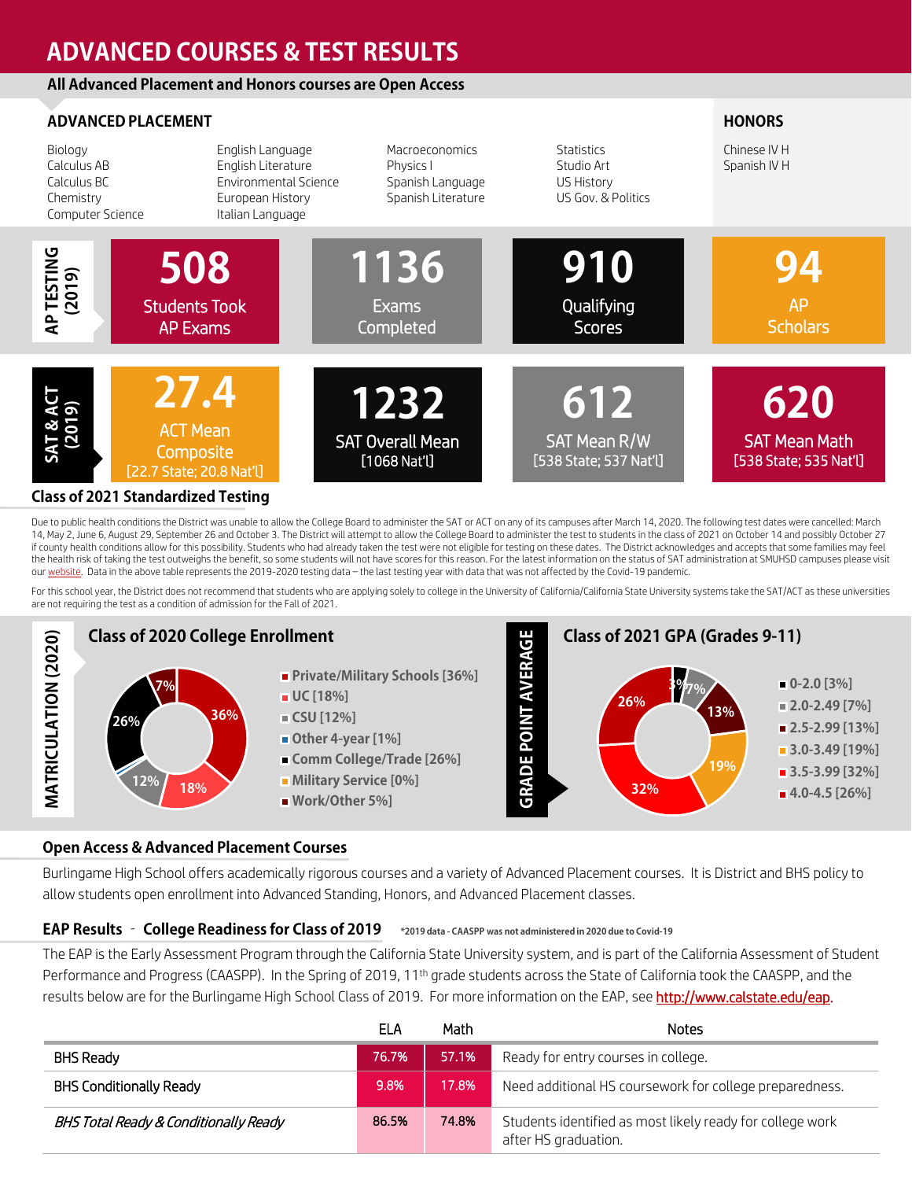# ADVANCED COURSES & TEST RESULTS

**All Advanced Placement and Honors courses are Open Access**

## ADVANCED PLACEMENT

Biology
Calculus AB
Calculus BC
Chemistry
Computer Science
English Language
English Literature
Environmental Science
European History
Italian Language
Macroeconomics
Physics I
Spanish Language
Spanish Literature
Statistics
Studio Art
US History
US Gov. & Politics

## HONORS

Chinese IV H
Spanish IV H

## AP TESTING (2019)

| 508 | 1136 | 910 | 94 |
|---|---|---|---|
| Students Took AP Exams | Exams Completed | Qualifying Scores | AP Scholars |

## SAT & ACT (2019)

| 27.4 | 1232 | 612 | 620 |
|---|---|---|---|
| ACT Mean Composite [22.7 State; 20.8 Nat'l] | SAT Overall Mean [1068 Nat'l] | SAT Mean R/W [538 State; 537 Nat'l] | SAT Mean Math [538 State; 535 Nat'l] |

### Class of 2021 Standardized Testing

Due to public health conditions the District was unable to allow the College Board to administer the SAT or ACT on any of its campuses after March 14, 2020. The following test dates were cancelled: March 14, May 2, June 6, August 29, September 26 and October 3. The District will attempt to allow the College Board to administer the test to students in the class of 2021 on October 14 and possibly October 27 if county health conditions allow for this possibility. Students who had already taken the test were not eligible for testing on these dates. The District acknowledges and accepts that some families may feel the health risk of taking the test outweighs the benefit, so some students will not have scores for this reason. For the latest information on the status of SAT administration at SMUHSD campuses please visit our website. Data in the above table represents the 2019-2020 testing data – the last testing year with data that was not affected by the Covid-19 pandemic.

For this school year, the District does not recommend that students who are applying solely to college in the University of California/California State University systems take the SAT/ACT as these universities are not requiring the test as a condition of admission for the Fall of 2021.

## MATRICULATION (2020)

### Class of 2020 College Enrollment

- Private/Military Schools [36%]
- UC [18%]
- CSU [12%]
- Other 4-year [1%]
- Comm College/Trade [26%]
- Military Service [0%]
- Work/Other 5%]

## GRADE POINT AVERAGE

### Class of 2021 GPA (Grades 9-11)

- 0-2.0 [3%]
- 2.0-2.49 [7%]
- 2.5-2.99 [13%]
- 3.0-3.49 [19%]
- 3.5-3.99 [32%]
- 4.0-4.5 [26%]

### Open Access & Advanced Placement Courses

Burlingame High School offers academically rigorous courses and a variety of Advanced Placement courses. It is District and BHS policy to allow students open enrollment into Advanced Standing, Honors, and Advanced Placement classes.

### EAP Results - College Readiness for Class of 2019

*2019 data - CAASPP was not administered in 2020 due to Covid-19

The EAP is the Early Assessment Program through the California State University system, and is part of the California Assessment of Student Performance and Progress (CAASPP). In the Spring of 2019, 11th grade students across the State of California took the CAASPP, and the results below are for the Burlingame High School Class of 2019. For more information on the EAP, see http://www.calstate.edu/eap.

| | ELA | Math | Notes |
|---|---|---|---|
| BHS Ready | 76.7% | 57.1% | Ready for entry courses in college. |
| BHS Conditionally Ready | 9.8% | 17.8% | Need additional HS coursework for college preparedness. |
| *BHS Total Ready & Conditionally Ready* | 86.5% | 74.8% | Students identified as most likely ready for college work after HS graduation. |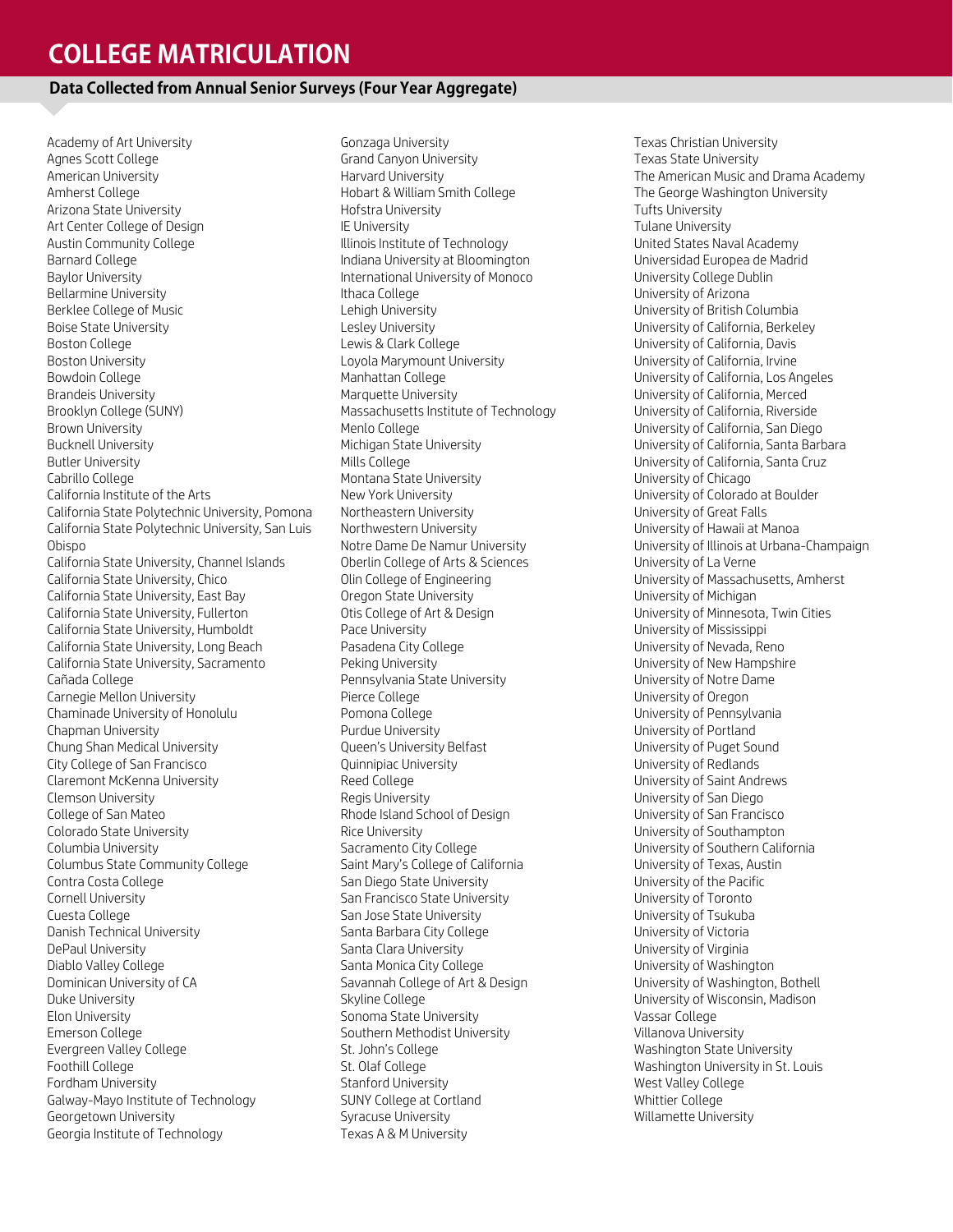# COLLEGE MATRICULATION

## Data Collected from Annual Senior Surveys (Four Year Aggregate)

Academy of Art University
Agnes Scott College
American University
Amherst College
Arizona State University
Art Center College of Design
Austin Community College
Barnard College
Baylor University
Bellarmine University
Berklee College of Music
Boise State University
Boston College
Boston University
Bowdoin College
Brandeis University
Brooklyn College (SUNY)
Brown University
Bucknell University
Butler University
Cabrillo College
California Institute of the Arts
California State Polytechnic University, Pomona
California State Polytechnic University, San Luis Obispo
California State University, Channel Islands
California State University, Chico
California State University, East Bay
California State University, Fullerton
California State University, Humboldt
California State University, Long Beach
California State University, Sacramento
Cañada College
Carnegie Mellon University
Chaminade University of Honolulu
Chapman University
Chung Shan Medical University
City College of San Francisco
Claremont McKenna University
Clemson University
College of San Mateo
Colorado State University
Columbia University
Columbus State Community College
Contra Costa College
Cornell University
Cuesta College
Danish Technical University
DePaul University
Diablo Valley College
Dominican University of CA
Duke University
Elon University
Emerson College
Evergreen Valley College
Foothill College
Fordham University
Galway-Mayo Institute of Technology
Georgetown University
Georgia Institute of Technology
Gonzaga University
Grand Canyon University
Harvard University
Hobart & William Smith College
Hofstra University
IE University
Illinois Institute of Technology
Indiana University at Bloomington
International University of Monoco
Ithaca College
Lehigh University
Lesley University
Lewis & Clark College
Loyola Marymount University
Manhattan College
Marquette University
Massachusetts Institute of Technology
Menlo College
Michigan State University
Mills College
Montana State University
New York University
Northeastern University
Northwestern University
Notre Dame De Namur University
Oberlin College of Arts & Sciences
Olin College of Engineering
Oregon State University
Otis College of Art & Design
Pace University
Pasadena City College
Peking University
Pennsylvania State University
Pierce College
Pomona College
Purdue University
Queen's University Belfast
Quinnipiac University
Reed College
Regis University
Rhode Island School of Design
Rice University
Sacramento City College
Saint Mary's College of California
San Diego State University
San Francisco State University
San Jose State University
Santa Barbara City College
Santa Clara University
Santa Monica City College
Savannah College of Art & Design
Skyline College
Sonoma State University
Southern Methodist University
St. John's College
St. Olaf College
Stanford University
SUNY College at Cortland
Syracuse University
Texas A & M University
Texas Christian University
Texas State University
The American Music and Drama Academy
The George Washington University
Tufts University
Tulane University
United States Naval Academy
Universidad Europea de Madrid
University College Dublin
University of Arizona
University of British Columbia
University of California, Berkeley
University of California, Davis
University of California, Irvine
University of California, Los Angeles
University of California, Merced
University of California, Riverside
University of California, San Diego
University of California, Santa Barbara
University of California, Santa Cruz
University of Chicago
University of Colorado at Boulder
University of Great Falls
University of Hawaii at Manoa
University of Illinois at Urbana-Champaign
University of La Verne
University of Massachusetts, Amherst
University of Michigan
University of Minnesota, Twin Cities
University of Mississippi
University of Nevada, Reno
University of New Hampshire
University of Notre Dame
University of Oregon
University of Pennsylvania
University of Portland
University of Puget Sound
University of Redlands
University of Saint Andrews
University of San Diego
University of San Francisco
University of Southampton
University of Southern California
University of Texas, Austin
University of the Pacific
University of Toronto
University of Tsukuba
University of Victoria
University of Virginia
University of Washington
University of Washington, Bothell
University of Wisconsin, Madison
Vassar College
Villanova University
Washington State University
Washington University in St. Louis
West Valley College
Whittier College
Willamette University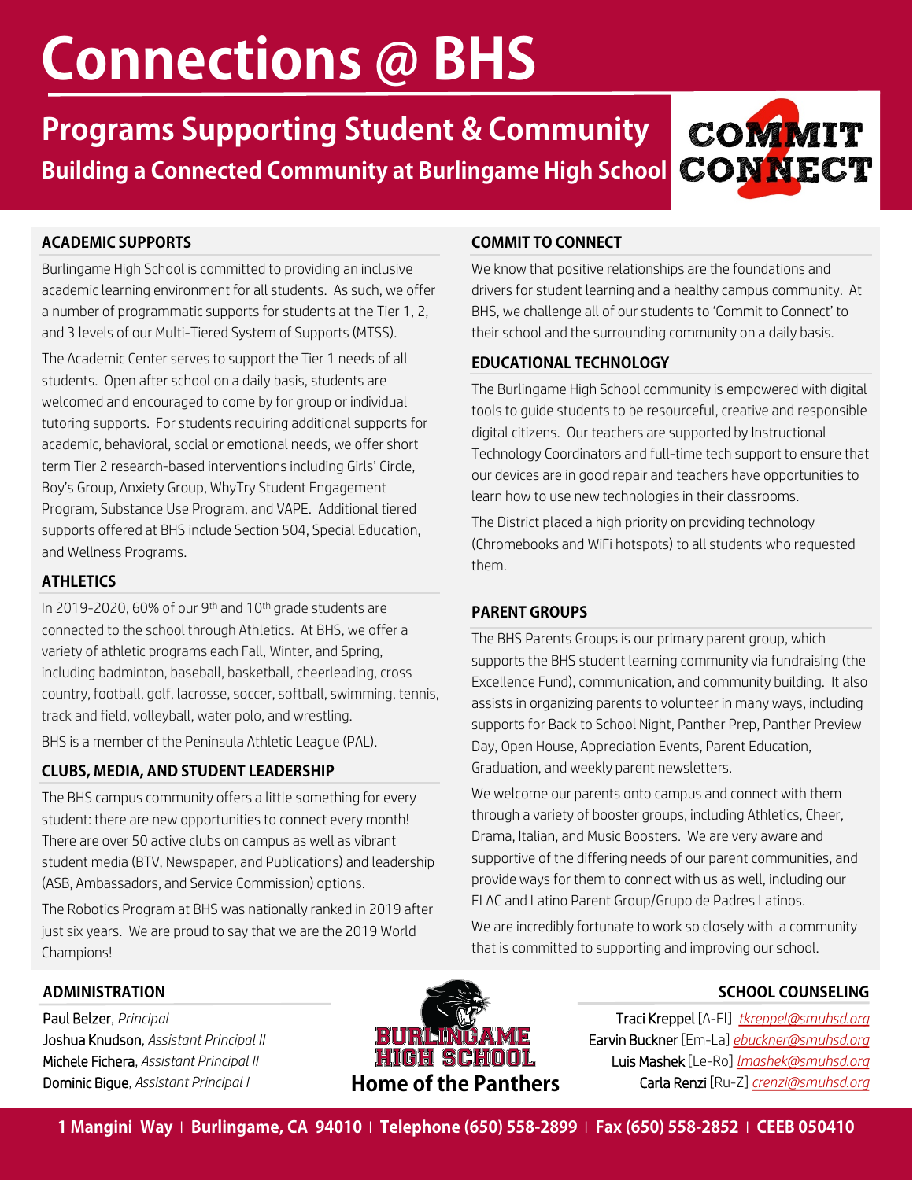# Connections @ BHS

## Programs Supporting Student & Community

**Building a Connected Community at Burlingame High School**

COMMIT 2 CONNECT

### ACADEMIC SUPPORTS

Burlingame High School is committed to providing an inclusive academic learning environment for all students. As such, we offer a number of programmatic supports for students at the Tier 1, 2, and 3 levels of our Multi-Tiered System of Supports (MTSS).

The Academic Center serves to support the Tier 1 needs of all students. Open after school on a daily basis, students are welcomed and encouraged to come by for group or individual tutoring supports. For students requiring additional supports for academic, behavioral, social or emotional needs, we offer short term Tier 2 research-based interventions including Girls' Circle, Boy's Group, Anxiety Group, WhyTry Student Engagement Program, Substance Use Program, and VAPE. Additional tiered supports offered at BHS include Section 504, Special Education, and Wellness Programs.

### ATHLETICS

In 2019-2020, 60% of our 9th and 10th grade students are connected to the school through Athletics. At BHS, we offer a variety of athletic programs each Fall, Winter, and Spring, including badminton, baseball, basketball, cheerleading, cross country, football, golf, lacrosse, soccer, softball, swimming, tennis, track and field, volleyball, water polo, and wrestling.

BHS is a member of the Peninsula Athletic League (PAL).

### CLUBS, MEDIA, AND STUDENT LEADERSHIP

The BHS campus community offers a little something for every student: there are new opportunities to connect every month! There are over 50 active clubs on campus as well as vibrant student media (BTV, Newspaper, and Publications) and leadership (ASB, Ambassadors, and Service Commission) options.

The Robotics Program at BHS was nationally ranked in 2019 after just six years. We are proud to say that we are the 2019 World Champions!

### COMMIT TO CONNECT

We know that positive relationships are the foundations and drivers for student learning and a healthy campus community. At BHS, we challenge all of our students to 'Commit to Connect' to their school and the surrounding community on a daily basis.

### EDUCATIONAL TECHNOLOGY

The Burlingame High School community is empowered with digital tools to guide students to be resourceful, creative and responsible digital citizens. Our teachers are supported by Instructional Technology Coordinators and full-time tech support to ensure that our devices are in good repair and teachers have opportunities to learn how to use new technologies in their classrooms.

The District placed a high priority on providing technology (Chromebooks and WiFi hotspots) to all students who requested them.

### PARENT GROUPS

The BHS Parents Groups is our primary parent group, which supports the BHS student learning community via fundraising (the Excellence Fund), communication, and community building. It also assists in organizing parents to volunteer in many ways, including supports for Back to School Night, Panther Prep, Panther Preview Day, Open House, Appreciation Events, Parent Education, Graduation, and weekly parent newsletters.

We welcome our parents onto campus and connect with them through a variety of booster groups, including Athletics, Cheer, Drama, Italian, and Music Boosters. We are very aware and supportive of the differing needs of our parent communities, and provide ways for them to connect with us as well, including our ELAC and Latino Parent Group/Grupo de Padres Latinos.

We are incredibly fortunate to work so closely with a community that is committed to supporting and improving our school.

### ADMINISTRATION

Paul Belzer, *Principal*
Joshua Knudson, *Assistant Principal II*
Michele Fichera, *Assistant Principal II*
Dominic Bigue, *Assistant Principal I*

BURLINGAME HIGH SCHOOL
**Home of the Panthers**

### SCHOOL COUNSELING

Traci Kreppel [A-El] *tkreppel@smuhsd.org*
Earvin Buckner [Em-La] *ebuckner@smuhsd.org*
Luis Mashek [Le-Ro] *lmashek@smuhsd.org*
Carla Renzi [Ru-Z] *crenzi@smuhsd.org*

**1 Mangini Way | Burlingame, CA 94010 | Telephone (650) 558-2899 | Fax (650) 558-2852 | CEEB 050410**